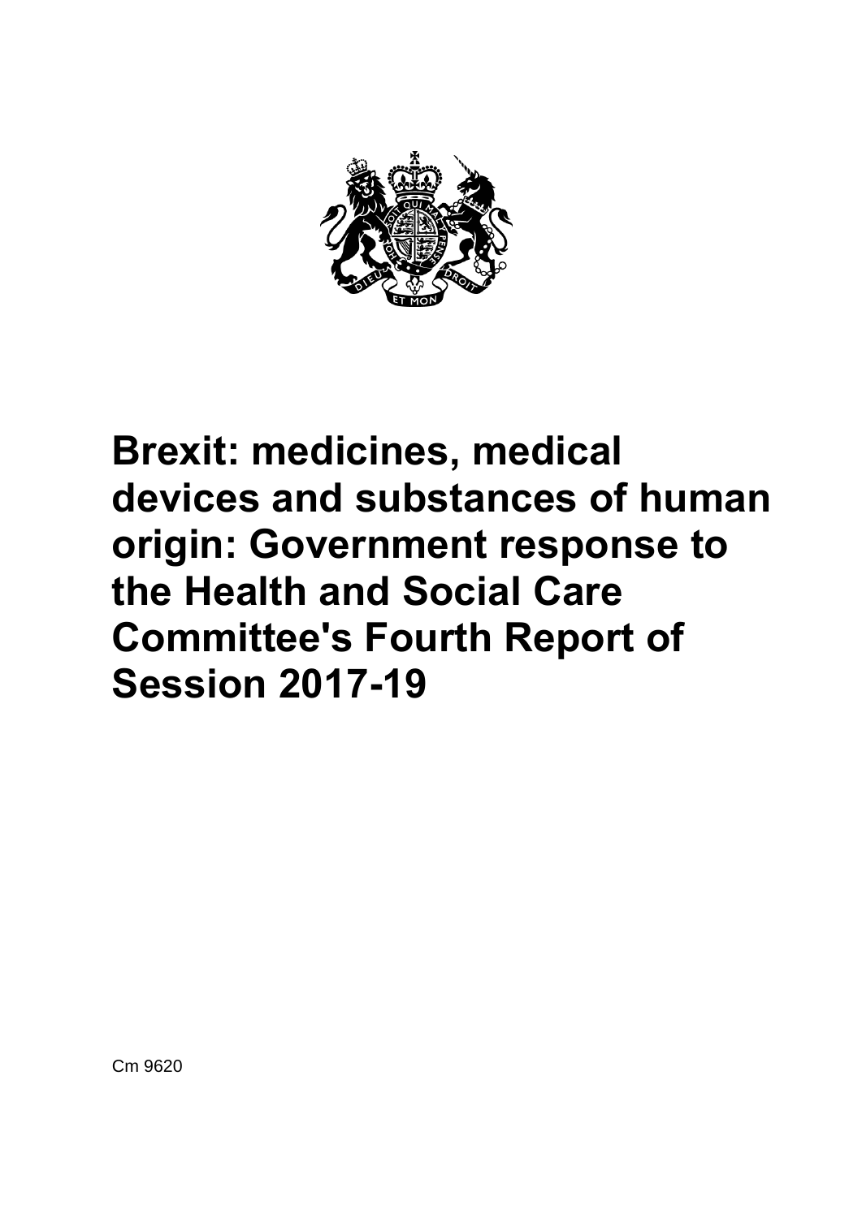# Brexit: medicines, medical devices and substances of human origin: Government response to the Health and Social Care Committee's Fourth Report of Session 2017-19

Cm 9620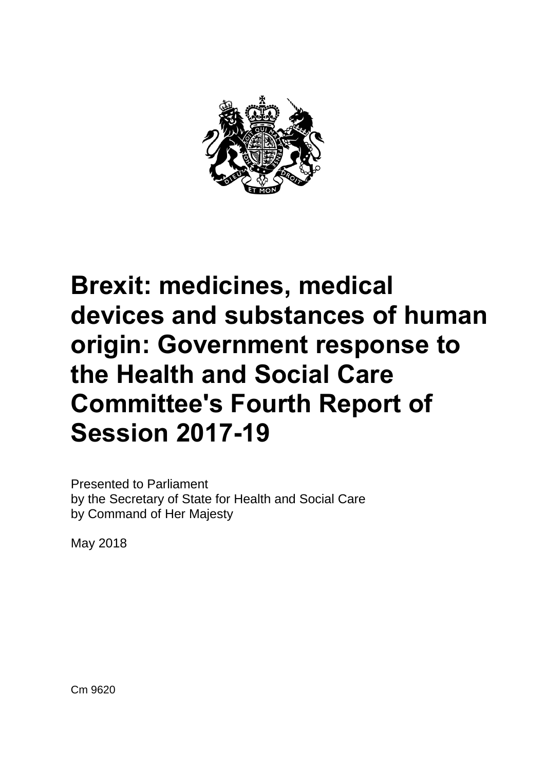# Brexit: medicines, medical devices and substances of human origin: Government response to the Health and Social Care Committee's Fourth Report of Session 2017-19

Presented to Parliament
by the Secretary of State for Health and Social Care
by Command of Her Majesty

May 2018

Cm 9620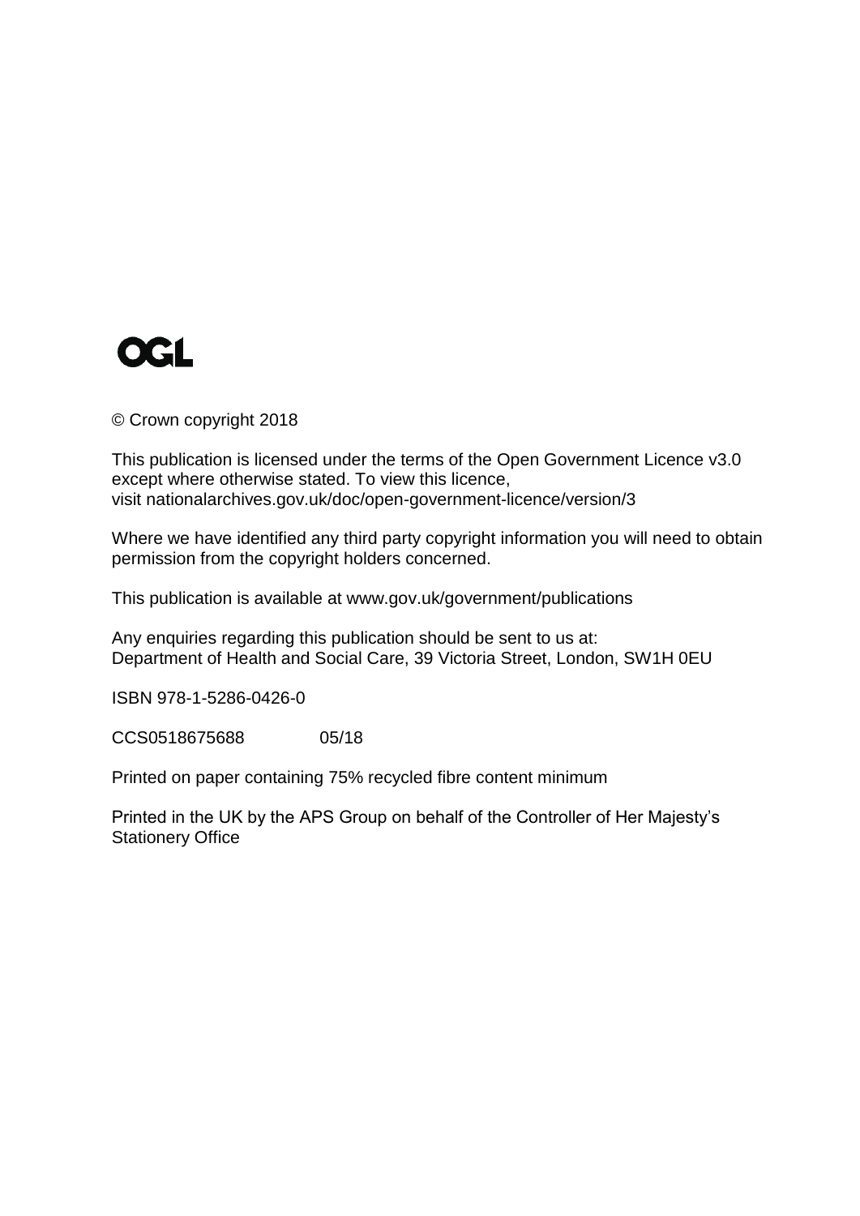OGL

© Crown copyright 2018

This publication is licensed under the terms of the Open Government Licence v3.0 except where otherwise stated. To view this licence, visit nationalarchives.gov.uk/doc/open-government-licence/version/3

Where we have identified any third party copyright information you will need to obtain permission from the copyright holders concerned.

This publication is available at www.gov.uk/government/publications

Any enquiries regarding this publication should be sent to us at:
Department of Health and Social Care, 39 Victoria Street, London, SW1H 0EU

ISBN 978-1-5286-0426-0

CCS0518675688 05/18

Printed on paper containing 75% recycled fibre content minimum

Printed in the UK by the APS Group on behalf of the Controller of Her Majesty's Stationery Office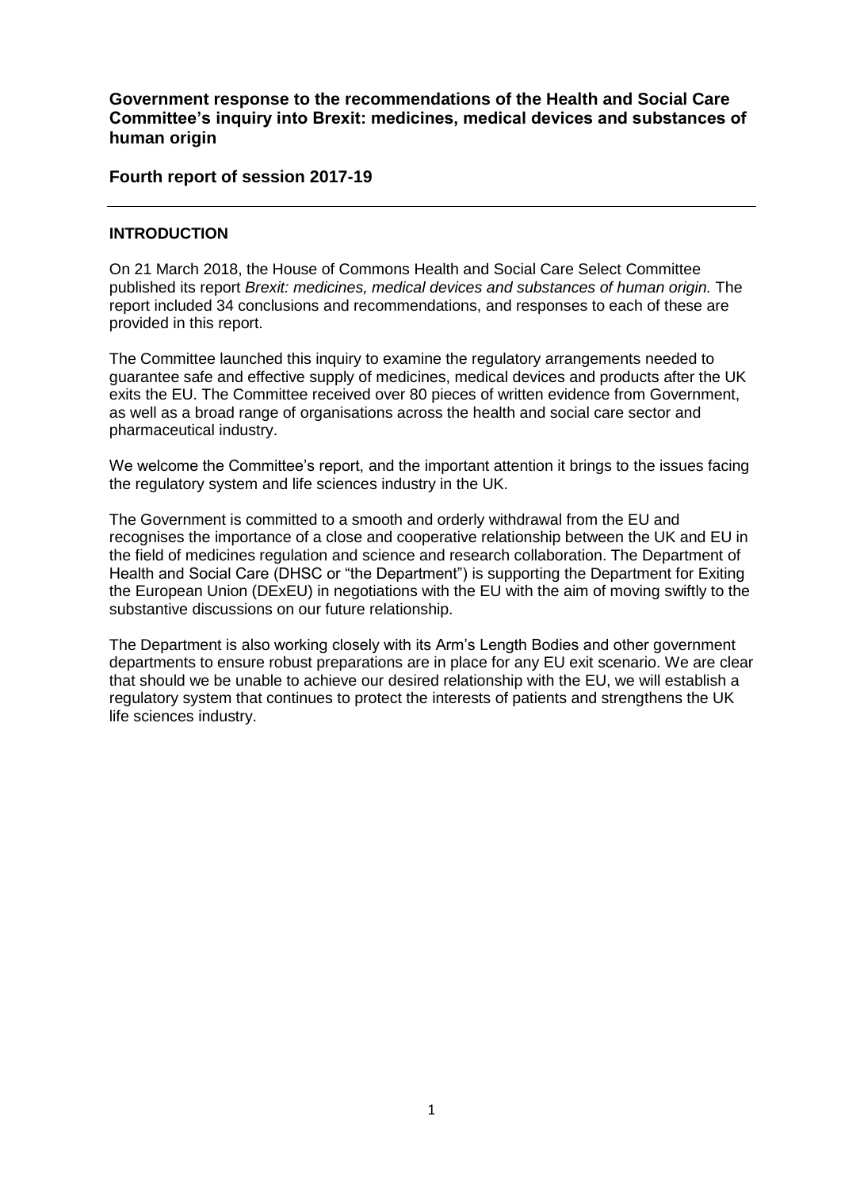**Government response to the recommendations of the Health and Social Care Committee's inquiry into Brexit: medicines, medical devices and substances of human origin**

**Fourth report of session 2017-19**

---

**INTRODUCTION**

On 21 March 2018, the House of Commons Health and Social Care Select Committee published its report *Brexit: medicines, medical devices and substances of human origin.* The report included 34 conclusions and recommendations, and responses to each of these are provided in this report.

The Committee launched this inquiry to examine the regulatory arrangements needed to guarantee safe and effective supply of medicines, medical devices and products after the UK exits the EU. The Committee received over 80 pieces of written evidence from Government, as well as a broad range of organisations across the health and social care sector and pharmaceutical industry.

We welcome the Committee's report, and the important attention it brings to the issues facing the regulatory system and life sciences industry in the UK.

The Government is committed to a smooth and orderly withdrawal from the EU and recognises the importance of a close and cooperative relationship between the UK and EU in the field of medicines regulation and science and research collaboration. The Department of Health and Social Care (DHSC or "the Department") is supporting the Department for Exiting the European Union (DExEU) in negotiations with the EU with the aim of moving swiftly to the substantive discussions on our future relationship.

The Department is also working closely with its Arm's Length Bodies and other government departments to ensure robust preparations are in place for any EU exit scenario. We are clear that should we be unable to achieve our desired relationship with the EU, we will establish a regulatory system that continues to protect the interests of patients and strengthens the UK life sciences industry.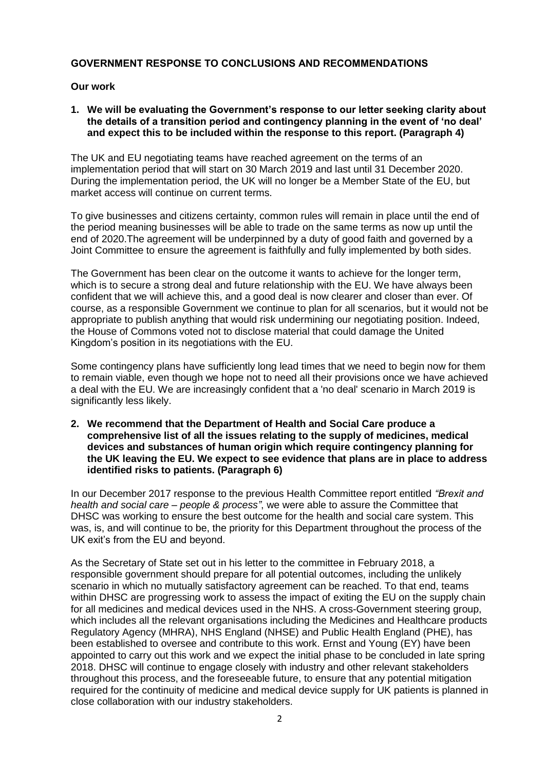## GOVERNMENT RESPONSE TO CONCLUSIONS AND RECOMMENDATIONS

### Our work

**1. We will be evaluating the Government's response to our letter seeking clarity about the details of a transition period and contingency planning in the event of 'no deal' and expect this to be included within the response to this report. (Paragraph 4)**

The UK and EU negotiating teams have reached agreement on the terms of an implementation period that will start on 30 March 2019 and last until 31 December 2020. During the implementation period, the UK will no longer be a Member State of the EU, but market access will continue on current terms.

To give businesses and citizens certainty, common rules will remain in place until the end of the period meaning businesses will be able to trade on the same terms as now up until the end of 2020.The agreement will be underpinned by a duty of good faith and governed by a Joint Committee to ensure the agreement is faithfully and fully implemented by both sides.

The Government has been clear on the outcome it wants to achieve for the longer term, which is to secure a strong deal and future relationship with the EU. We have always been confident that we will achieve this, and a good deal is now clearer and closer than ever. Of course, as a responsible Government we continue to plan for all scenarios, but it would not be appropriate to publish anything that would risk undermining our negotiating position. Indeed, the House of Commons voted not to disclose material that could damage the United Kingdom's position in its negotiations with the EU.

Some contingency plans have sufficiently long lead times that we need to begin now for them to remain viable, even though we hope not to need all their provisions once we have achieved a deal with the EU. We are increasingly confident that a 'no deal' scenario in March 2019 is significantly less likely.

**2. We recommend that the Department of Health and Social Care produce a comprehensive list of all the issues relating to the supply of medicines, medical devices and substances of human origin which require contingency planning for the UK leaving the EU. We expect to see evidence that plans are in place to address identified risks to patients. (Paragraph 6)**

In our December 2017 response to the previous Health Committee report entitled *"Brexit and health and social care – people & process"*, we were able to assure the Committee that DHSC was working to ensure the best outcome for the health and social care system. This was, is, and will continue to be, the priority for this Department throughout the process of the UK exit's from the EU and beyond.

As the Secretary of State set out in his letter to the committee in February 2018, a responsible government should prepare for all potential outcomes, including the unlikely scenario in which no mutually satisfactory agreement can be reached. To that end, teams within DHSC are progressing work to assess the impact of exiting the EU on the supply chain for all medicines and medical devices used in the NHS. A cross-Government steering group, which includes all the relevant organisations including the Medicines and Healthcare products Regulatory Agency (MHRA), NHS England (NHSE) and Public Health England (PHE), has been established to oversee and contribute to this work. Ernst and Young (EY) have been appointed to carry out this work and we expect the initial phase to be concluded in late spring 2018. DHSC will continue to engage closely with industry and other relevant stakeholders throughout this process, and the foreseeable future, to ensure that any potential mitigation required for the continuity of medicine and medical device supply for UK patients is planned in close collaboration with our industry stakeholders.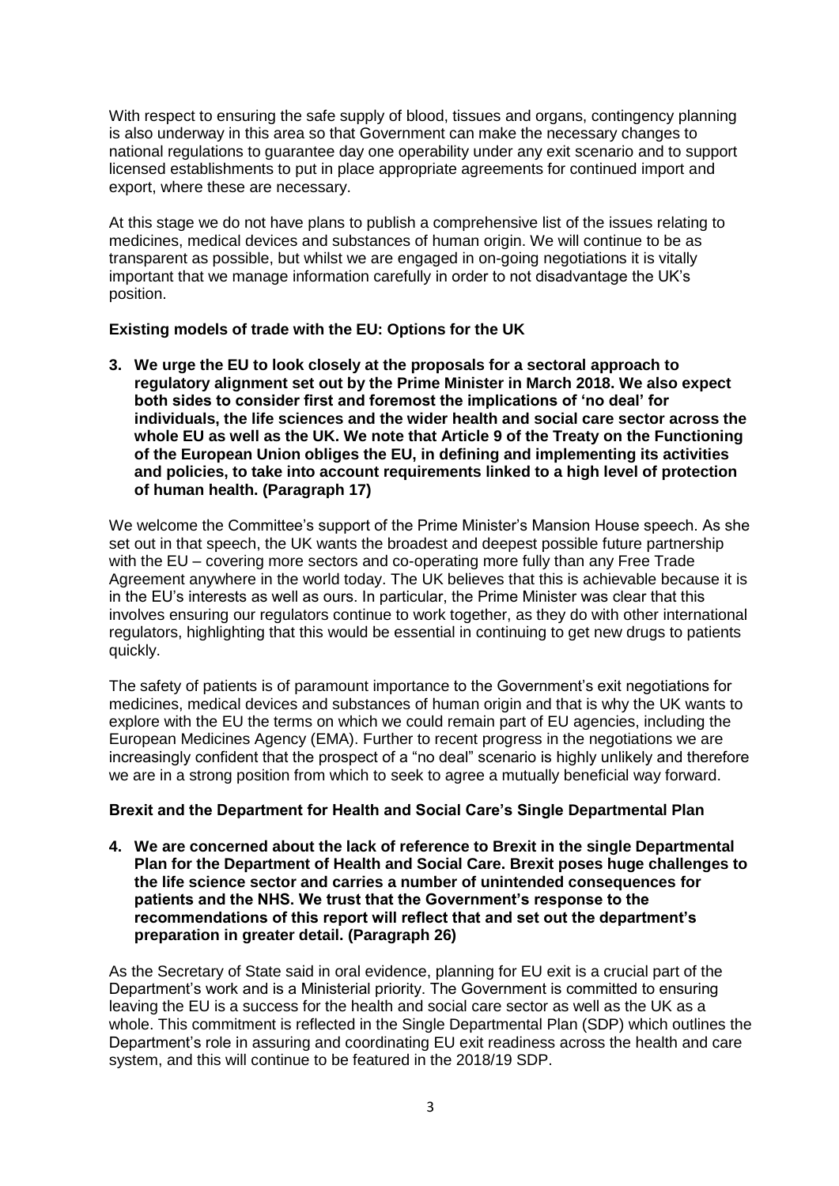With respect to ensuring the safe supply of blood, tissues and organs, contingency planning is also underway in this area so that Government can make the necessary changes to national regulations to guarantee day one operability under any exit scenario and to support licensed establishments to put in place appropriate agreements for continued import and export, where these are necessary.

At this stage we do not have plans to publish a comprehensive list of the issues relating to medicines, medical devices and substances of human origin. We will continue to be as transparent as possible, but whilst we are engaged in on-going negotiations it is vitally important that we manage information carefully in order to not disadvantage the UK's position.

### Existing models of trade with the EU: Options for the UK

**3. We urge the EU to look closely at the proposals for a sectoral approach to regulatory alignment set out by the Prime Minister in March 2018. We also expect both sides to consider first and foremost the implications of 'no deal' for individuals, the life sciences and the wider health and social care sector across the whole EU as well as the UK. We note that Article 9 of the Treaty on the Functioning of the European Union obliges the EU, in defining and implementing its activities and policies, to take into account requirements linked to a high level of protection of human health. (Paragraph 17)**

We welcome the Committee's support of the Prime Minister's Mansion House speech. As she set out in that speech, the UK wants the broadest and deepest possible future partnership with the EU – covering more sectors and co-operating more fully than any Free Trade Agreement anywhere in the world today. The UK believes that this is achievable because it is in the EU's interests as well as ours. In particular, the Prime Minister was clear that this involves ensuring our regulators continue to work together, as they do with other international regulators, highlighting that this would be essential in continuing to get new drugs to patients quickly.

The safety of patients is of paramount importance to the Government's exit negotiations for medicines, medical devices and substances of human origin and that is why the UK wants to explore with the EU the terms on which we could remain part of EU agencies, including the European Medicines Agency (EMA). Further to recent progress in the negotiations we are increasingly confident that the prospect of a "no deal" scenario is highly unlikely and therefore we are in a strong position from which to seek to agree a mutually beneficial way forward.

### Brexit and the Department for Health and Social Care's Single Departmental Plan

**4. We are concerned about the lack of reference to Brexit in the single Departmental Plan for the Department of Health and Social Care. Brexit poses huge challenges to the life science sector and carries a number of unintended consequences for patients and the NHS. We trust that the Government's response to the recommendations of this report will reflect that and set out the department's preparation in greater detail. (Paragraph 26)**

As the Secretary of State said in oral evidence, planning for EU exit is a crucial part of the Department's work and is a Ministerial priority. The Government is committed to ensuring leaving the EU is a success for the health and social care sector as well as the UK as a whole. This commitment is reflected in the Single Departmental Plan (SDP) which outlines the Department's role in assuring and coordinating EU exit readiness across the health and care system, and this will continue to be featured in the 2018/19 SDP.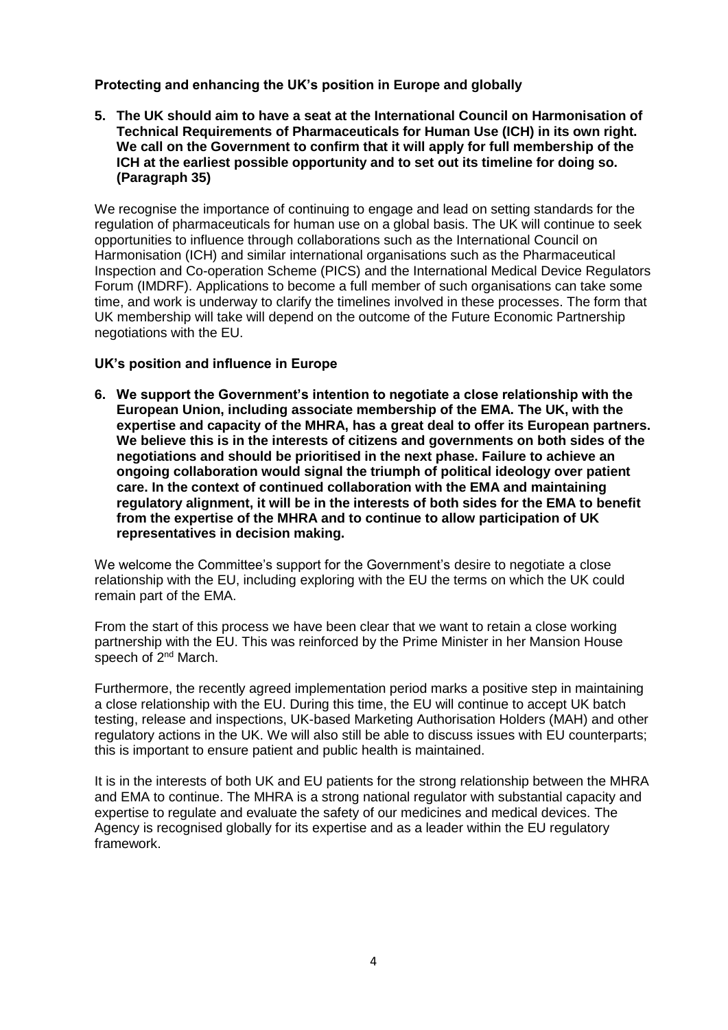**Protecting and enhancing the UK's position in Europe and globally**

5. **The UK should aim to have a seat at the International Council on Harmonisation of Technical Requirements of Pharmaceuticals for Human Use (ICH) in its own right. We call on the Government to confirm that it will apply for full membership of the ICH at the earliest possible opportunity and to set out its timeline for doing so. (Paragraph 35)**

We recognise the importance of continuing to engage and lead on setting standards for the regulation of pharmaceuticals for human use on a global basis. The UK will continue to seek opportunities to influence through collaborations such as the International Council on Harmonisation (ICH) and similar international organisations such as the Pharmaceutical Inspection and Co-operation Scheme (PICS) and the International Medical Device Regulators Forum (IMDRF). Applications to become a full member of such organisations can take some time, and work is underway to clarify the timelines involved in these processes. The form that UK membership will take will depend on the outcome of the Future Economic Partnership negotiations with the EU.

**UK's position and influence in Europe**

6. **We support the Government's intention to negotiate a close relationship with the European Union, including associate membership of the EMA. The UK, with the expertise and capacity of the MHRA, has a great deal to offer its European partners. We believe this is in the interests of citizens and governments on both sides of the negotiations and should be prioritised in the next phase. Failure to achieve an ongoing collaboration would signal the triumph of political ideology over patient care. In the context of continued collaboration with the EMA and maintaining regulatory alignment, it will be in the interests of both sides for the EMA to benefit from the expertise of the MHRA and to continue to allow participation of UK representatives in decision making.**

We welcome the Committee's support for the Government's desire to negotiate a close relationship with the EU, including exploring with the EU the terms on which the UK could remain part of the EMA.

From the start of this process we have been clear that we want to retain a close working partnership with the EU. This was reinforced by the Prime Minister in her Mansion House speech of 2nd March.

Furthermore, the recently agreed implementation period marks a positive step in maintaining a close relationship with the EU. During this time, the EU will continue to accept UK batch testing, release and inspections, UK-based Marketing Authorisation Holders (MAH) and other regulatory actions in the UK. We will also still be able to discuss issues with EU counterparts; this is important to ensure patient and public health is maintained.

It is in the interests of both UK and EU patients for the strong relationship between the MHRA and EMA to continue. The MHRA is a strong national regulator with substantial capacity and expertise to regulate and evaluate the safety of our medicines and medical devices. The Agency is recognised globally for its expertise and as a leader within the EU regulatory framework.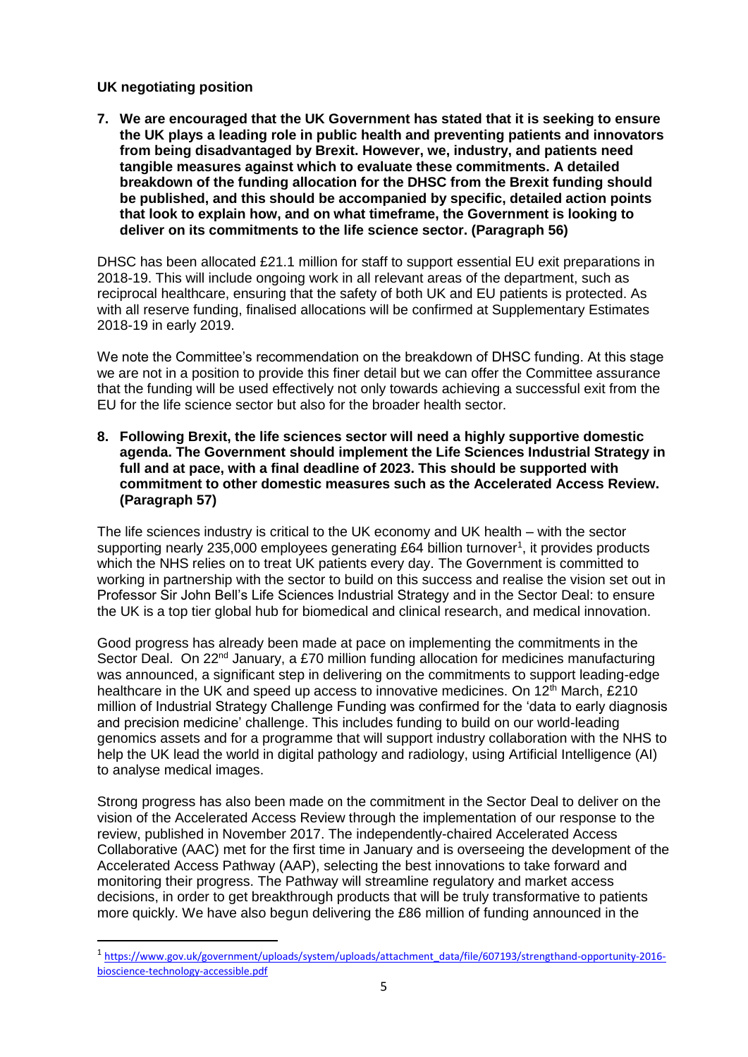**UK negotiating position**

**7. We are encouraged that the UK Government has stated that it is seeking to ensure the UK plays a leading role in public health and preventing patients and innovators from being disadvantaged by Brexit. However, we, industry, and patients need tangible measures against which to evaluate these commitments. A detailed breakdown of the funding allocation for the DHSC from the Brexit funding should be published, and this should be accompanied by specific, detailed action points that look to explain how, and on what timeframe, the Government is looking to deliver on its commitments to the life science sector. (Paragraph 56)**

DHSC has been allocated £21.1 million for staff to support essential EU exit preparations in 2018-19. This will include ongoing work in all relevant areas of the department, such as reciprocal healthcare, ensuring that the safety of both UK and EU patients is protected. As with all reserve funding, finalised allocations will be confirmed at Supplementary Estimates 2018-19 in early 2019.

We note the Committee's recommendation on the breakdown of DHSC funding. At this stage we are not in a position to provide this finer detail but we can offer the Committee assurance that the funding will be used effectively not only towards achieving a successful exit from the EU for the life science sector but also for the broader health sector.

**8. Following Brexit, the life sciences sector will need a highly supportive domestic agenda. The Government should implement the Life Sciences Industrial Strategy in full and at pace, with a final deadline of 2023. This should be supported with commitment to other domestic measures such as the Accelerated Access Review. (Paragraph 57)**

The life sciences industry is critical to the UK economy and UK health – with the sector supporting nearly 235,000 employees generating £64 billion turnover[1], it provides products which the NHS relies on to treat UK patients every day. The Government is committed to working in partnership with the sector to build on this success and realise the vision set out in Professor Sir John Bell's Life Sciences Industrial Strategy and in the Sector Deal: to ensure the UK is a top tier global hub for biomedical and clinical research, and medical innovation.

Good progress has already been made at pace on implementing the commitments in the Sector Deal. On 22nd January, a £70 million funding allocation for medicines manufacturing was announced, a significant step in delivering on the commitments to support leading-edge healthcare in the UK and speed up access to innovative medicines. On 12th March, £210 million of Industrial Strategy Challenge Funding was confirmed for the 'data to early diagnosis and precision medicine' challenge. This includes funding to build on our world-leading genomics assets and for a programme that will support industry collaboration with the NHS to help the UK lead the world in digital pathology and radiology, using Artificial Intelligence (AI) to analyse medical images.

Strong progress has also been made on the commitment in the Sector Deal to deliver on the vision of the Accelerated Access Review through the implementation of our response to the review, published in November 2017. The independently-chaired Accelerated Access Collaborative (AAC) met for the first time in January and is overseeing the development of the Accelerated Access Pathway (AAP), selecting the best innovations to take forward and monitoring their progress. The Pathway will streamline regulatory and market access decisions, in order to get breakthrough products that will be truly transformative to patients more quickly. We have also begun delivering the £86 million of funding announced in the

[1] https://www.gov.uk/government/uploads/system/uploads/attachment_data/file/607193/strengthand-opportunity-2016-bioscience-technology-accessible.pdf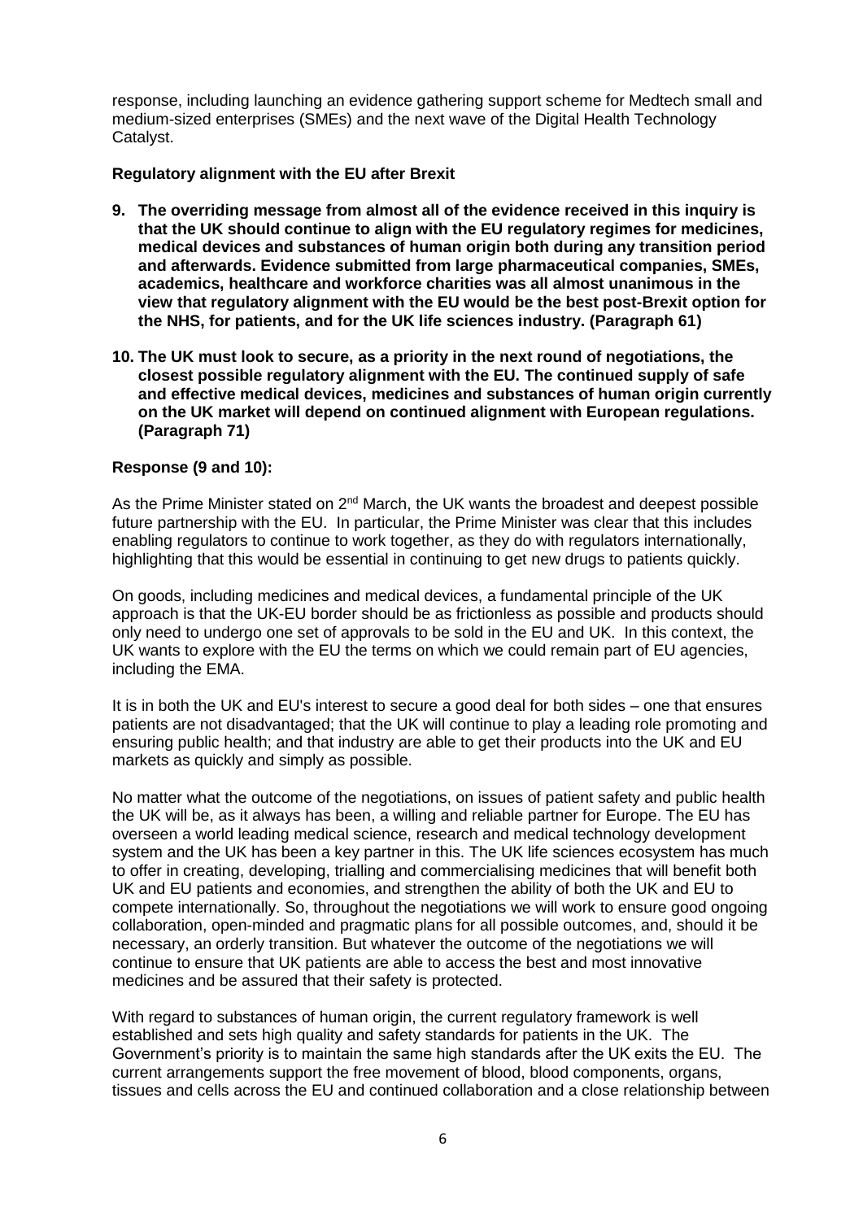response, including launching an evidence gathering support scheme for Medtech small and medium-sized enterprises (SMEs) and the next wave of the Digital Health Technology Catalyst.

**Regulatory alignment with the EU after Brexit**

9. **The overriding message from almost all of the evidence received in this inquiry is that the UK should continue to align with the EU regulatory regimes for medicines, medical devices and substances of human origin both during any transition period and afterwards. Evidence submitted from large pharmaceutical companies, SMEs, academics, healthcare and workforce charities was all almost unanimous in the view that regulatory alignment with the EU would be the best post-Brexit option for the NHS, for patients, and for the UK life sciences industry. (Paragraph 61)**

10. **The UK must look to secure, as a priority in the next round of negotiations, the closest possible regulatory alignment with the EU. The continued supply of safe and effective medical devices, medicines and substances of human origin currently on the UK market will depend on continued alignment with European regulations. (Paragraph 71)**

**Response (9 and 10):**

As the Prime Minister stated on 2nd March, the UK wants the broadest and deepest possible future partnership with the EU. In particular, the Prime Minister was clear that this includes enabling regulators to continue to work together, as they do with regulators internationally, highlighting that this would be essential in continuing to get new drugs to patients quickly.

On goods, including medicines and medical devices, a fundamental principle of the UK approach is that the UK-EU border should be as frictionless as possible and products should only need to undergo one set of approvals to be sold in the EU and UK. In this context, the UK wants to explore with the EU the terms on which we could remain part of EU agencies, including the EMA.

It is in both the UK and EU's interest to secure a good deal for both sides – one that ensures patients are not disadvantaged; that the UK will continue to play a leading role promoting and ensuring public health; and that industry are able to get their products into the UK and EU markets as quickly and simply as possible.

No matter what the outcome of the negotiations, on issues of patient safety and public health the UK will be, as it always has been, a willing and reliable partner for Europe. The EU has overseen a world leading medical science, research and medical technology development system and the UK has been a key partner in this. The UK life sciences ecosystem has much to offer in creating, developing, trialling and commercialising medicines that will benefit both UK and EU patients and economies, and strengthen the ability of both the UK and EU to compete internationally. So, throughout the negotiations we will work to ensure good ongoing collaboration, open-minded and pragmatic plans for all possible outcomes, and, should it be necessary, an orderly transition. But whatever the outcome of the negotiations we will continue to ensure that UK patients are able to access the best and most innovative medicines and be assured that their safety is protected.

With regard to substances of human origin, the current regulatory framework is well established and sets high quality and safety standards for patients in the UK. The Government's priority is to maintain the same high standards after the UK exits the EU. The current arrangements support the free movement of blood, blood components, organs, tissues and cells across the EU and continued collaboration and a close relationship between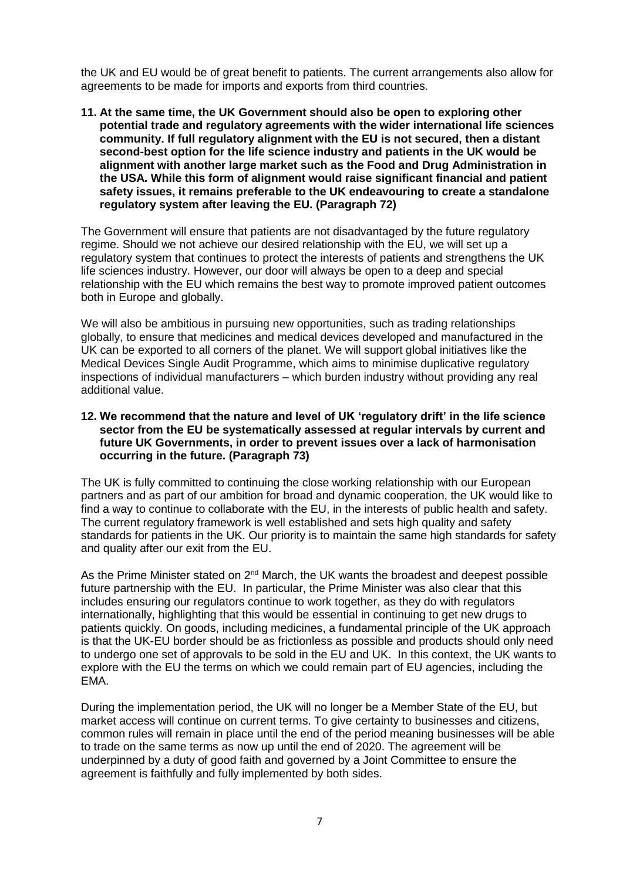the UK and EU would be of great benefit to patients. The current arrangements also allow for agreements to be made for imports and exports from third countries.

**11. At the same time, the UK Government should also be open to exploring other potential trade and regulatory agreements with the wider international life sciences community. If full regulatory alignment with the EU is not secured, then a distant second-best option for the life science industry and patients in the UK would be alignment with another large market such as the Food and Drug Administration in the USA. While this form of alignment would raise significant financial and patient safety issues, it remains preferable to the UK endeavouring to create a standalone regulatory system after leaving the EU. (Paragraph 72)**

The Government will ensure that patients are not disadvantaged by the future regulatory regime. Should we not achieve our desired relationship with the EU, we will set up a regulatory system that continues to protect the interests of patients and strengthens the UK life sciences industry. However, our door will always be open to a deep and special relationship with the EU which remains the best way to promote improved patient outcomes both in Europe and globally.

We will also be ambitious in pursuing new opportunities, such as trading relationships globally, to ensure that medicines and medical devices developed and manufactured in the UK can be exported to all corners of the planet. We will support global initiatives like the Medical Devices Single Audit Programme, which aims to minimise duplicative regulatory inspections of individual manufacturers – which burden industry without providing any real additional value.

**12. We recommend that the nature and level of UK 'regulatory drift' in the life science sector from the EU be systematically assessed at regular intervals by current and future UK Governments, in order to prevent issues over a lack of harmonisation occurring in the future. (Paragraph 73)**

The UK is fully committed to continuing the close working relationship with our European partners and as part of our ambition for broad and dynamic cooperation, the UK would like to find a way to continue to collaborate with the EU, in the interests of public health and safety. The current regulatory framework is well established and sets high quality and safety standards for patients in the UK. Our priority is to maintain the same high standards for safety and quality after our exit from the EU.

As the Prime Minister stated on 2nd March, the UK wants the broadest and deepest possible future partnership with the EU. In particular, the Prime Minister was also clear that this includes ensuring our regulators continue to work together, as they do with regulators internationally, highlighting that this would be essential in continuing to get new drugs to patients quickly. On goods, including medicines, a fundamental principle of the UK approach is that the UK-EU border should be as frictionless as possible and products should only need to undergo one set of approvals to be sold in the EU and UK. In this context, the UK wants to explore with the EU the terms on which we could remain part of EU agencies, including the EMA.

During the implementation period, the UK will no longer be a Member State of the EU, but market access will continue on current terms. To give certainty to businesses and citizens, common rules will remain in place until the end of the period meaning businesses will be able to trade on the same terms as now up until the end of 2020. The agreement will be underpinned by a duty of good faith and governed by a Joint Committee to ensure the agreement is faithfully and fully implemented by both sides.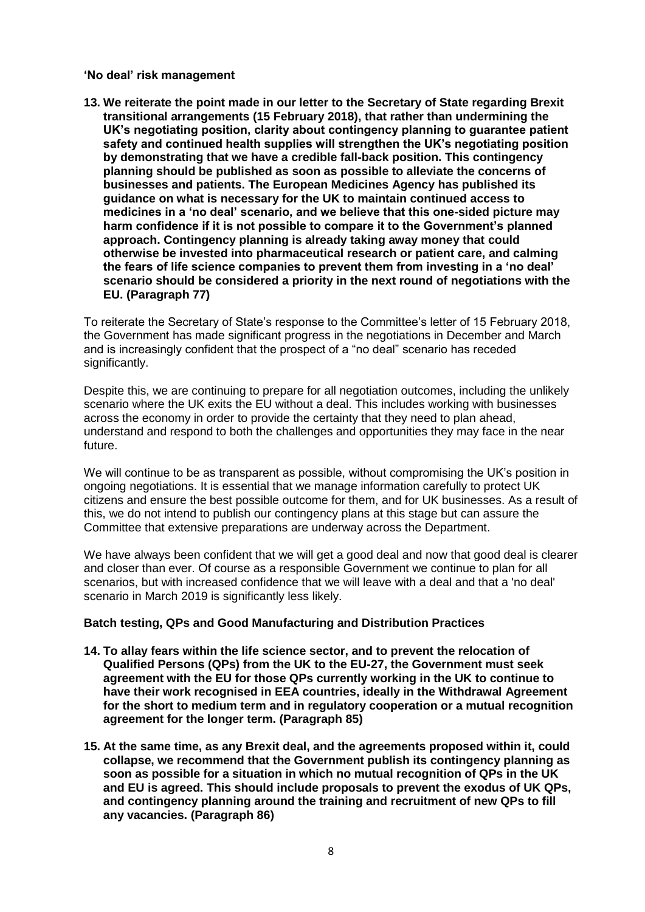**'No deal' risk management**

**13. We reiterate the point made in our letter to the Secretary of State regarding Brexit transitional arrangements (15 February 2018), that rather than undermining the UK's negotiating position, clarity about contingency planning to guarantee patient safety and continued health supplies will strengthen the UK's negotiating position by demonstrating that we have a credible fall-back position. This contingency planning should be published as soon as possible to alleviate the concerns of businesses and patients. The European Medicines Agency has published its guidance on what is necessary for the UK to maintain continued access to medicines in a 'no deal' scenario, and we believe that this one-sided picture may harm confidence if it is not possible to compare it to the Government's planned approach. Contingency planning is already taking away money that could otherwise be invested into pharmaceutical research or patient care, and calming the fears of life science companies to prevent them from investing in a 'no deal' scenario should be considered a priority in the next round of negotiations with the EU. (Paragraph 77)**

To reiterate the Secretary of State's response to the Committee's letter of 15 February 2018, the Government has made significant progress in the negotiations in December and March and is increasingly confident that the prospect of a "no deal" scenario has receded significantly.

Despite this, we are continuing to prepare for all negotiation outcomes, including the unlikely scenario where the UK exits the EU without a deal. This includes working with businesses across the economy in order to provide the certainty that they need to plan ahead, understand and respond to both the challenges and opportunities they may face in the near future.

We will continue to be as transparent as possible, without compromising the UK's position in ongoing negotiations. It is essential that we manage information carefully to protect UK citizens and ensure the best possible outcome for them, and for UK businesses. As a result of this, we do not intend to publish our contingency plans at this stage but can assure the Committee that extensive preparations are underway across the Department.

We have always been confident that we will get a good deal and now that good deal is clearer and closer than ever. Of course as a responsible Government we continue to plan for all scenarios, but with increased confidence that we will leave with a deal and that a 'no deal' scenario in March 2019 is significantly less likely.

**Batch testing, QPs and Good Manufacturing and Distribution Practices**

**14. To allay fears within the life science sector, and to prevent the relocation of Qualified Persons (QPs) from the UK to the EU-27, the Government must seek agreement with the EU for those QPs currently working in the UK to continue to have their work recognised in EEA countries, ideally in the Withdrawal Agreement for the short to medium term and in regulatory cooperation or a mutual recognition agreement for the longer term. (Paragraph 85)**

**15. At the same time, as any Brexit deal, and the agreements proposed within it, could collapse, we recommend that the Government publish its contingency planning as soon as possible for a situation in which no mutual recognition of QPs in the UK and EU is agreed. This should include proposals to prevent the exodus of UK QPs, and contingency planning around the training and recruitment of new QPs to fill any vacancies. (Paragraph 86)**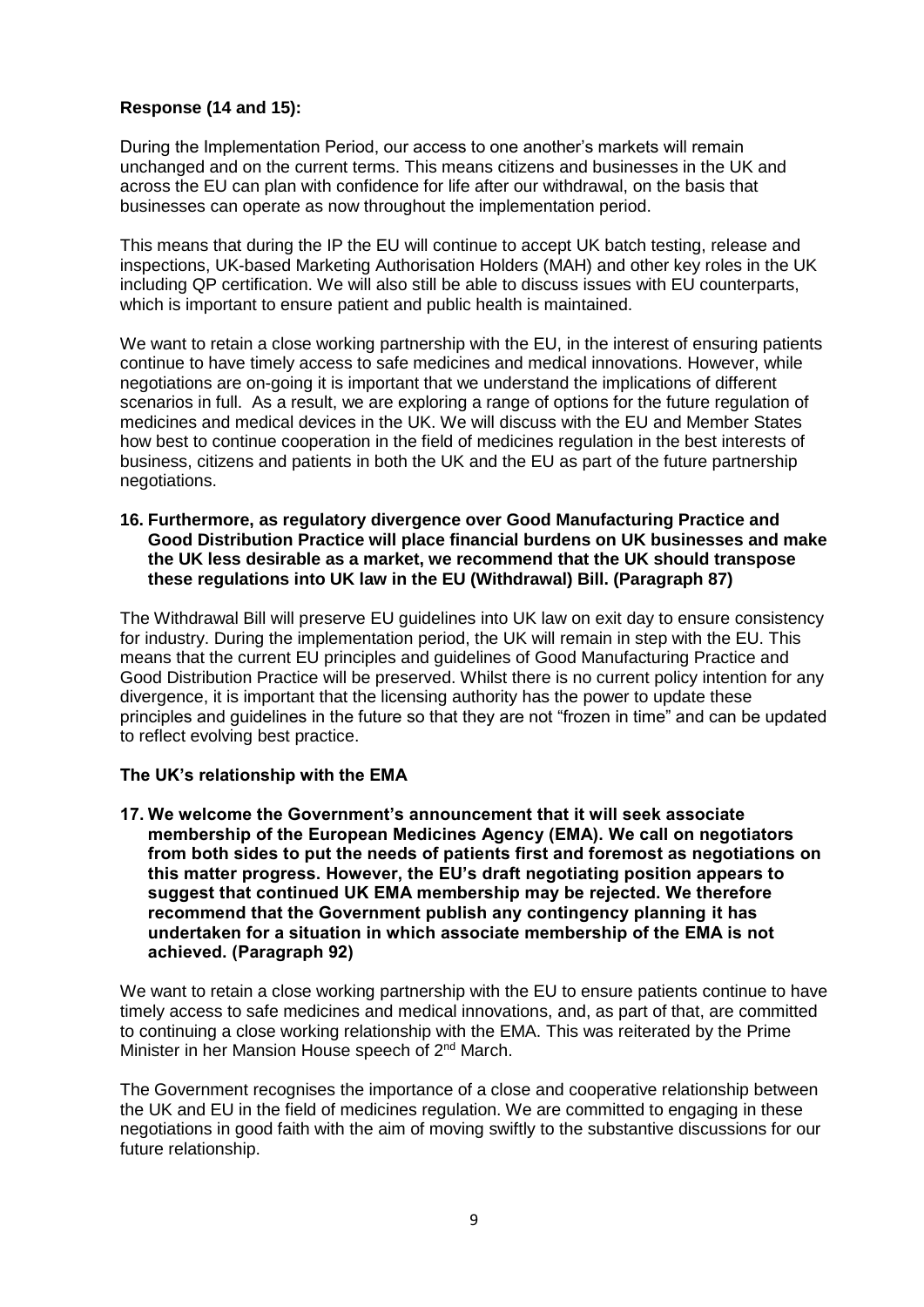**Response (14 and 15):**

During the Implementation Period, our access to one another's markets will remain unchanged and on the current terms. This means citizens and businesses in the UK and across the EU can plan with confidence for life after our withdrawal, on the basis that businesses can operate as now throughout the implementation period.

This means that during the IP the EU will continue to accept UK batch testing, release and inspections, UK-based Marketing Authorisation Holders (MAH) and other key roles in the UK including QP certification. We will also still be able to discuss issues with EU counterparts, which is important to ensure patient and public health is maintained.

We want to retain a close working partnership with the EU, in the interest of ensuring patients continue to have timely access to safe medicines and medical innovations. However, while negotiations are on-going it is important that we understand the implications of different scenarios in full. As a result, we are exploring a range of options for the future regulation of medicines and medical devices in the UK. We will discuss with the EU and Member States how best to continue cooperation in the field of medicines regulation in the best interests of business, citizens and patients in both the UK and the EU as part of the future partnership negotiations.

**16. Furthermore, as regulatory divergence over Good Manufacturing Practice and Good Distribution Practice will place financial burdens on UK businesses and make the UK less desirable as a market, we recommend that the UK should transpose these regulations into UK law in the EU (Withdrawal) Bill. (Paragraph 87)**

The Withdrawal Bill will preserve EU guidelines into UK law on exit day to ensure consistency for industry. During the implementation period, the UK will remain in step with the EU. This means that the current EU principles and guidelines of Good Manufacturing Practice and Good Distribution Practice will be preserved. Whilst there is no current policy intention for any divergence, it is important that the licensing authority has the power to update these principles and guidelines in the future so that they are not "frozen in time" and can be updated to reflect evolving best practice.

**The UK's relationship with the EMA**

**17. We welcome the Government's announcement that it will seek associate membership of the European Medicines Agency (EMA). We call on negotiators from both sides to put the needs of patients first and foremost as negotiations on this matter progress. However, the EU's draft negotiating position appears to suggest that continued UK EMA membership may be rejected. We therefore recommend that the Government publish any contingency planning it has undertaken for a situation in which associate membership of the EMA is not achieved. (Paragraph 92)**

We want to retain a close working partnership with the EU to ensure patients continue to have timely access to safe medicines and medical innovations, and, as part of that, are committed to continuing a close working relationship with the EMA. This was reiterated by the Prime Minister in her Mansion House speech of 2nd March.

The Government recognises the importance of a close and cooperative relationship between the UK and EU in the field of medicines regulation. We are committed to engaging in these negotiations in good faith with the aim of moving swiftly to the substantive discussions for our future relationship.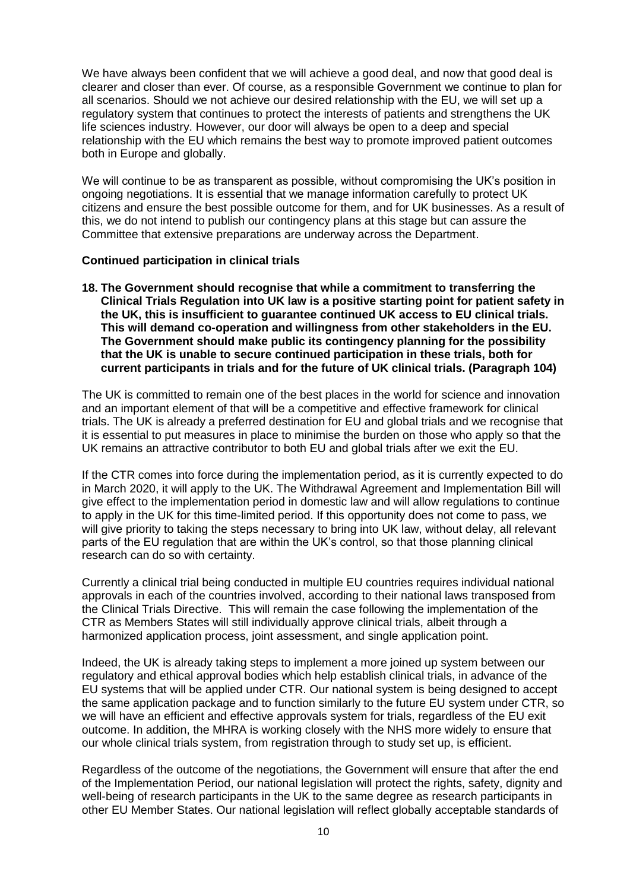We have always been confident that we will achieve a good deal, and now that good deal is clearer and closer than ever. Of course, as a responsible Government we continue to plan for all scenarios. Should we not achieve our desired relationship with the EU, we will set up a regulatory system that continues to protect the interests of patients and strengthens the UK life sciences industry. However, our door will always be open to a deep and special relationship with the EU which remains the best way to promote improved patient outcomes both in Europe and globally.

We will continue to be as transparent as possible, without compromising the UK's position in ongoing negotiations. It is essential that we manage information carefully to protect UK citizens and ensure the best possible outcome for them, and for UK businesses. As a result of this, we do not intend to publish our contingency plans at this stage but can assure the Committee that extensive preparations are underway across the Department.

**Continued participation in clinical trials**

**18. The Government should recognise that while a commitment to transferring the Clinical Trials Regulation into UK law is a positive starting point for patient safety in the UK, this is insufficient to guarantee continued UK access to EU clinical trials. This will demand co-operation and willingness from other stakeholders in the EU. The Government should make public its contingency planning for the possibility that the UK is unable to secure continued participation in these trials, both for current participants in trials and for the future of UK clinical trials. (Paragraph 104)**

The UK is committed to remain one of the best places in the world for science and innovation and an important element of that will be a competitive and effective framework for clinical trials. The UK is already a preferred destination for EU and global trials and we recognise that it is essential to put measures in place to minimise the burden on those who apply so that the UK remains an attractive contributor to both EU and global trials after we exit the EU.

If the CTR comes into force during the implementation period, as it is currently expected to do in March 2020, it will apply to the UK. The Withdrawal Agreement and Implementation Bill will give effect to the implementation period in domestic law and will allow regulations to continue to apply in the UK for this time-limited period. If this opportunity does not come to pass, we will give priority to taking the steps necessary to bring into UK law, without delay, all relevant parts of the EU regulation that are within the UK's control, so that those planning clinical research can do so with certainty.

Currently a clinical trial being conducted in multiple EU countries requires individual national approvals in each of the countries involved, according to their national laws transposed from the Clinical Trials Directive. This will remain the case following the implementation of the CTR as Members States will still individually approve clinical trials, albeit through a harmonized application process, joint assessment, and single application point.

Indeed, the UK is already taking steps to implement a more joined up system between our regulatory and ethical approval bodies which help establish clinical trials, in advance of the EU systems that will be applied under CTR. Our national system is being designed to accept the same application package and to function similarly to the future EU system under CTR, so we will have an efficient and effective approvals system for trials, regardless of the EU exit outcome. In addition, the MHRA is working closely with the NHS more widely to ensure that our whole clinical trials system, from registration through to study set up, is efficient.

Regardless of the outcome of the negotiations, the Government will ensure that after the end of the Implementation Period, our national legislation will protect the rights, safety, dignity and well-being of research participants in the UK to the same degree as research participants in other EU Member States. Our national legislation will reflect globally acceptable standards of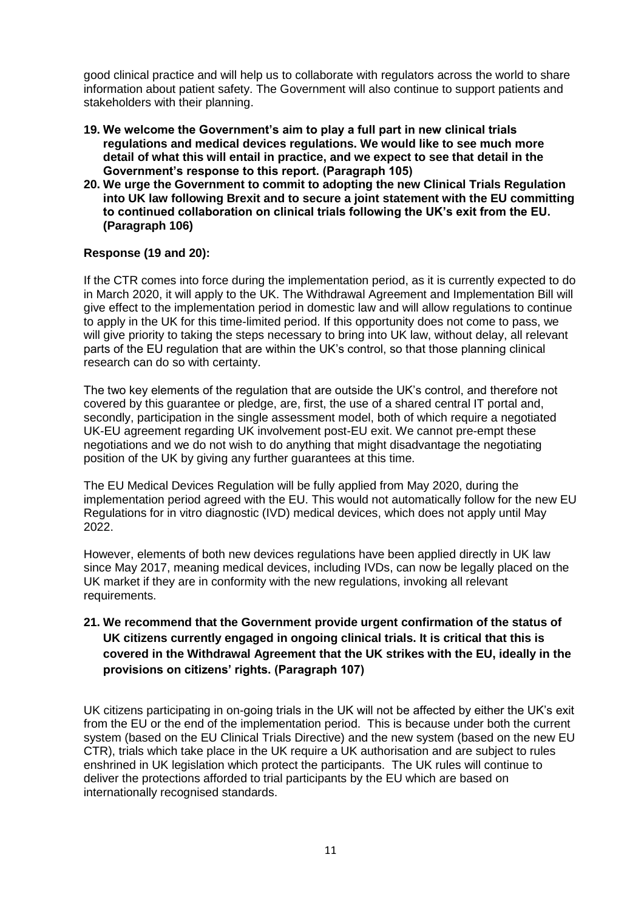good clinical practice and will help us to collaborate with regulators across the world to share information about patient safety. The Government will also continue to support patients and stakeholders with their planning.

**19. We welcome the Government's aim to play a full part in new clinical trials regulations and medical devices regulations. We would like to see much more detail of what this will entail in practice, and we expect to see that detail in the Government's response to this report. (Paragraph 105)**

**20. We urge the Government to commit to adopting the new Clinical Trials Regulation into UK law following Brexit and to secure a joint statement with the EU committing to continued collaboration on clinical trials following the UK's exit from the EU. (Paragraph 106)**

**Response (19 and 20):**

If the CTR comes into force during the implementation period, as it is currently expected to do in March 2020, it will apply to the UK. The Withdrawal Agreement and Implementation Bill will give effect to the implementation period in domestic law and will allow regulations to continue to apply in the UK for this time-limited period. If this opportunity does not come to pass, we will give priority to taking the steps necessary to bring into UK law, without delay, all relevant parts of the EU regulation that are within the UK's control, so that those planning clinical research can do so with certainty.

The two key elements of the regulation that are outside the UK's control, and therefore not covered by this guarantee or pledge, are, first, the use of a shared central IT portal and, secondly, participation in the single assessment model, both of which require a negotiated UK-EU agreement regarding UK involvement post-EU exit. We cannot pre-empt these negotiations and we do not wish to do anything that might disadvantage the negotiating position of the UK by giving any further guarantees at this time.

The EU Medical Devices Regulation will be fully applied from May 2020, during the implementation period agreed with the EU. This would not automatically follow for the new EU Regulations for in vitro diagnostic (IVD) medical devices, which does not apply until May 2022.

However, elements of both new devices regulations have been applied directly in UK law since May 2017, meaning medical devices, including IVDs, can now be legally placed on the UK market if they are in conformity with the new regulations, invoking all relevant requirements.

**21. We recommend that the Government provide urgent confirmation of the status of UK citizens currently engaged in ongoing clinical trials. It is critical that this is covered in the Withdrawal Agreement that the UK strikes with the EU, ideally in the provisions on citizens' rights. (Paragraph 107)**

UK citizens participating in on-going trials in the UK will not be affected by either the UK's exit from the EU or the end of the implementation period. This is because under both the current system (based on the EU Clinical Trials Directive) and the new system (based on the new EU CTR), trials which take place in the UK require a UK authorisation and are subject to rules enshrined in UK legislation which protect the participants. The UK rules will continue to deliver the protections afforded to trial participants by the EU which are based on internationally recognised standards.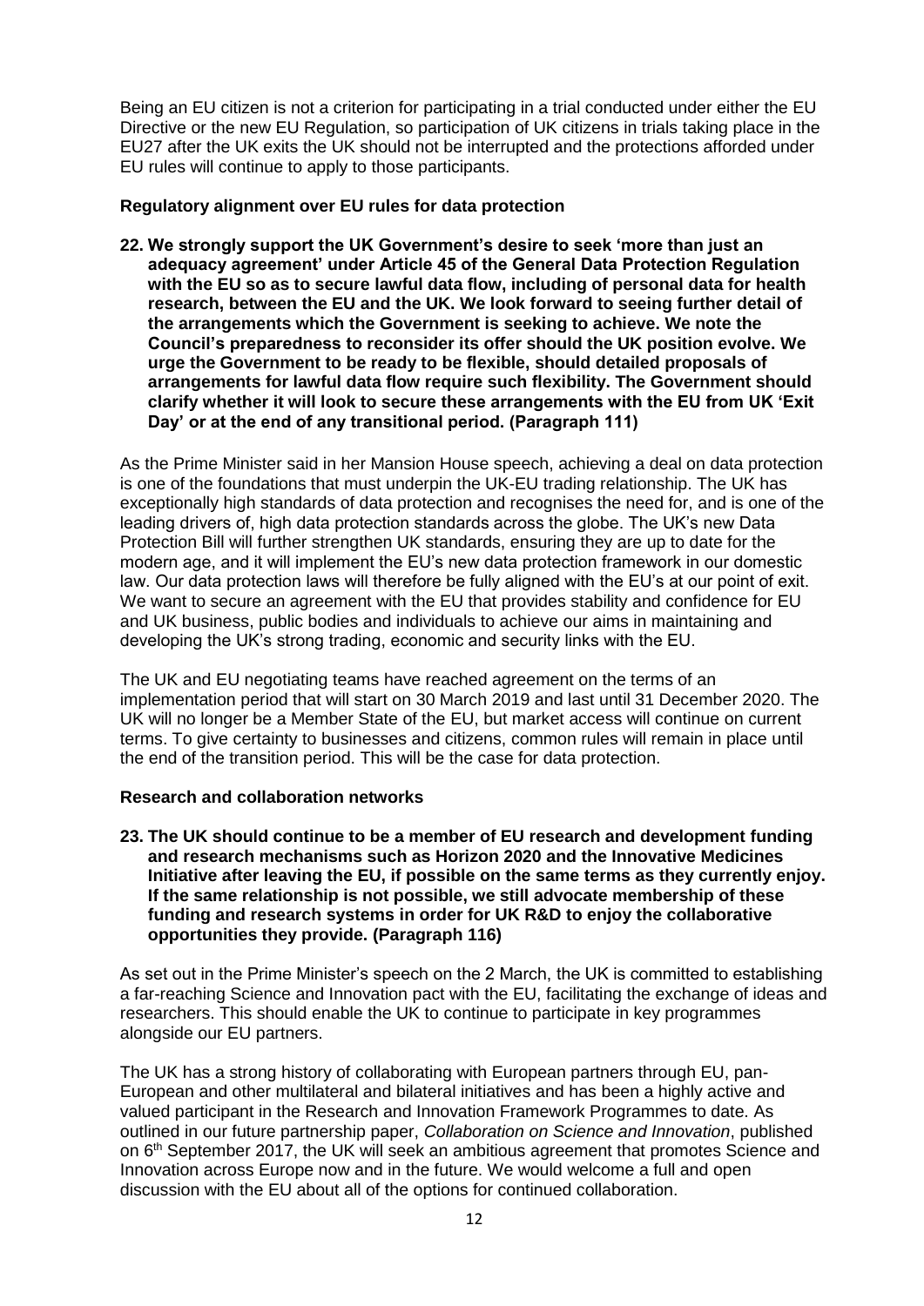Being an EU citizen is not a criterion for participating in a trial conducted under either the EU Directive or the new EU Regulation, so participation of UK citizens in trials taking place in the EU27 after the UK exits the UK should not be interrupted and the protections afforded under EU rules will continue to apply to those participants.

**Regulatory alignment over EU rules for data protection**

**22. We strongly support the UK Government's desire to seek 'more than just an adequacy agreement' under Article 45 of the General Data Protection Regulation with the EU so as to secure lawful data flow, including of personal data for health research, between the EU and the UK. We look forward to seeing further detail of the arrangements which the Government is seeking to achieve. We note the Council's preparedness to reconsider its offer should the UK position evolve. We urge the Government to be ready to be flexible, should detailed proposals of arrangements for lawful data flow require such flexibility. The Government should clarify whether it will look to secure these arrangements with the EU from UK 'Exit Day' or at the end of any transitional period. (Paragraph 111)**

As the Prime Minister said in her Mansion House speech, achieving a deal on data protection is one of the foundations that must underpin the UK-EU trading relationship. The UK has exceptionally high standards of data protection and recognises the need for, and is one of the leading drivers of, high data protection standards across the globe. The UK's new Data Protection Bill will further strengthen UK standards, ensuring they are up to date for the modern age, and it will implement the EU's new data protection framework in our domestic law. Our data protection laws will therefore be fully aligned with the EU's at our point of exit. We want to secure an agreement with the EU that provides stability and confidence for EU and UK business, public bodies and individuals to achieve our aims in maintaining and developing the UK's strong trading, economic and security links with the EU.

The UK and EU negotiating teams have reached agreement on the terms of an implementation period that will start on 30 March 2019 and last until 31 December 2020. The UK will no longer be a Member State of the EU, but market access will continue on current terms. To give certainty to businesses and citizens, common rules will remain in place until the end of the transition period. This will be the case for data protection.

**Research and collaboration networks**

**23. The UK should continue to be a member of EU research and development funding and research mechanisms such as Horizon 2020 and the Innovative Medicines Initiative after leaving the EU, if possible on the same terms as they currently enjoy. If the same relationship is not possible, we still advocate membership of these funding and research systems in order for UK R&D to enjoy the collaborative opportunities they provide. (Paragraph 116)**

As set out in the Prime Minister's speech on the 2 March, the UK is committed to establishing a far-reaching Science and Innovation pact with the EU, facilitating the exchange of ideas and researchers. This should enable the UK to continue to participate in key programmes alongside our EU partners.

The UK has a strong history of collaborating with European partners through EU, pan-European and other multilateral and bilateral initiatives and has been a highly active and valued participant in the Research and Innovation Framework Programmes to date. As outlined in our future partnership paper, *Collaboration on Science and Innovation*, published on 6th September 2017, the UK will seek an ambitious agreement that promotes Science and Innovation across Europe now and in the future. We would welcome a full and open discussion with the EU about all of the options for continued collaboration.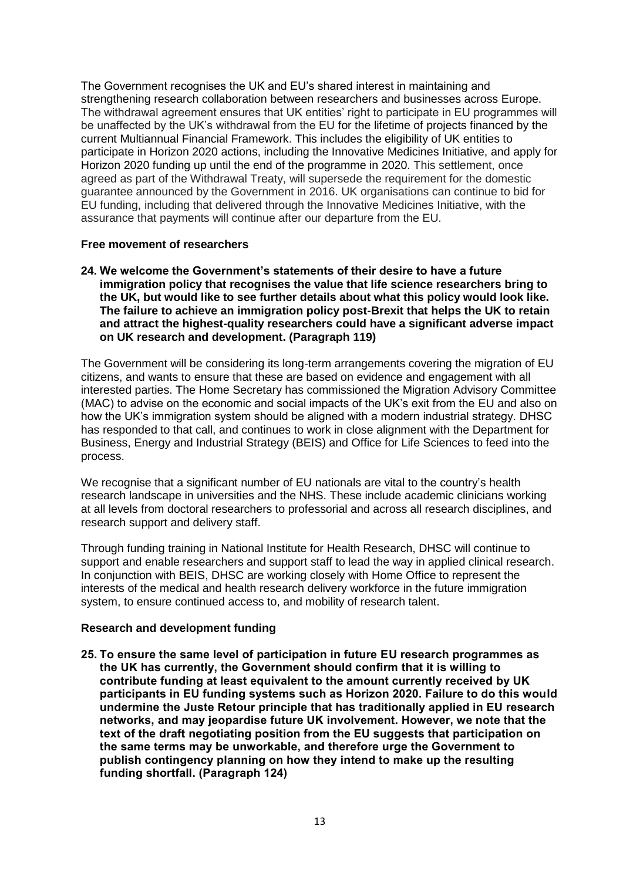The Government recognises the UK and EU's shared interest in maintaining and strengthening research collaboration between researchers and businesses across Europe. The withdrawal agreement ensures that UK entities' right to participate in EU programmes will be unaffected by the UK's withdrawal from the EU for the lifetime of projects financed by the current Multiannual Financial Framework. This includes the eligibility of UK entities to participate in Horizon 2020 actions, including the Innovative Medicines Initiative, and apply for Horizon 2020 funding up until the end of the programme in 2020. This settlement, once agreed as part of the Withdrawal Treaty, will supersede the requirement for the domestic guarantee announced by the Government in 2016. UK organisations can continue to bid for EU funding, including that delivered through the Innovative Medicines Initiative, with the assurance that payments will continue after our departure from the EU.

**Free movement of researchers**

**24. We welcome the Government's statements of their desire to have a future immigration policy that recognises the value that life science researchers bring to the UK, but would like to see further details about what this policy would look like. The failure to achieve an immigration policy post-Brexit that helps the UK to retain and attract the highest-quality researchers could have a significant adverse impact on UK research and development. (Paragraph 119)**

The Government will be considering its long-term arrangements covering the migration of EU citizens, and wants to ensure that these are based on evidence and engagement with all interested parties. The Home Secretary has commissioned the Migration Advisory Committee (MAC) to advise on the economic and social impacts of the UK's exit from the EU and also on how the UK's immigration system should be aligned with a modern industrial strategy. DHSC has responded to that call, and continues to work in close alignment with the Department for Business, Energy and Industrial Strategy (BEIS) and Office for Life Sciences to feed into the process.

We recognise that a significant number of EU nationals are vital to the country's health research landscape in universities and the NHS. These include academic clinicians working at all levels from doctoral researchers to professorial and across all research disciplines, and research support and delivery staff.

Through funding training in National Institute for Health Research, DHSC will continue to support and enable researchers and support staff to lead the way in applied clinical research. In conjunction with BEIS, DHSC are working closely with Home Office to represent the interests of the medical and health research delivery workforce in the future immigration system, to ensure continued access to, and mobility of research talent.

**Research and development funding**

**25. To ensure the same level of participation in future EU research programmes as the UK has currently, the Government should confirm that it is willing to contribute funding at least equivalent to the amount currently received by UK participants in EU funding systems such as Horizon 2020. Failure to do this would undermine the Juste Retour principle that has traditionally applied in EU research networks, and may jeopardise future UK involvement. However, we note that the text of the draft negotiating position from the EU suggests that participation on the same terms may be unworkable, and therefore urge the Government to publish contingency planning on how they intend to make up the resulting funding shortfall. (Paragraph 124)**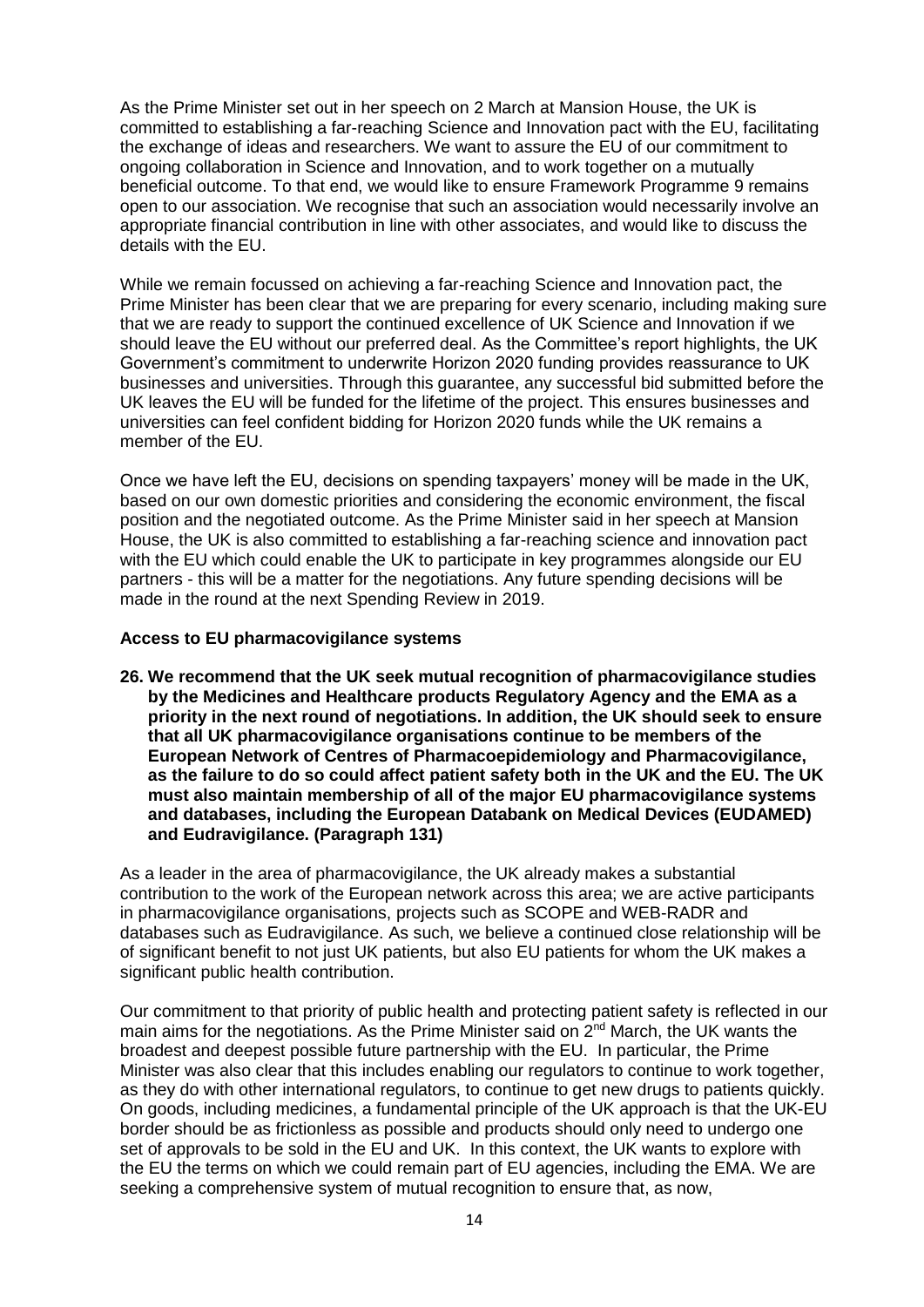As the Prime Minister set out in her speech on 2 March at Mansion House, the UK is committed to establishing a far-reaching Science and Innovation pact with the EU, facilitating the exchange of ideas and researchers. We want to assure the EU of our commitment to ongoing collaboration in Science and Innovation, and to work together on a mutually beneficial outcome. To that end, we would like to ensure Framework Programme 9 remains open to our association. We recognise that such an association would necessarily involve an appropriate financial contribution in line with other associates, and would like to discuss the details with the EU.

While we remain focussed on achieving a far-reaching Science and Innovation pact, the Prime Minister has been clear that we are preparing for every scenario, including making sure that we are ready to support the continued excellence of UK Science and Innovation if we should leave the EU without our preferred deal. As the Committee's report highlights, the UK Government's commitment to underwrite Horizon 2020 funding provides reassurance to UK businesses and universities. Through this guarantee, any successful bid submitted before the UK leaves the EU will be funded for the lifetime of the project. This ensures businesses and universities can feel confident bidding for Horizon 2020 funds while the UK remains a member of the EU.

Once we have left the EU, decisions on spending taxpayers' money will be made in the UK, based on our own domestic priorities and considering the economic environment, the fiscal position and the negotiated outcome. As the Prime Minister said in her speech at Mansion House, the UK is also committed to establishing a far-reaching science and innovation pact with the EU which could enable the UK to participate in key programmes alongside our EU partners - this will be a matter for the negotiations. Any future spending decisions will be made in the round at the next Spending Review in 2019.

**Access to EU pharmacovigilance systems**

**26. We recommend that the UK seek mutual recognition of pharmacovigilance studies by the Medicines and Healthcare products Regulatory Agency and the EMA as a priority in the next round of negotiations. In addition, the UK should seek to ensure that all UK pharmacovigilance organisations continue to be members of the European Network of Centres of Pharmacoepidemiology and Pharmacovigilance, as the failure to do so could affect patient safety both in the UK and the EU. The UK must also maintain membership of all of the major EU pharmacovigilance systems and databases, including the European Databank on Medical Devices (EUDAMED) and Eudravigilance. (Paragraph 131)**

As a leader in the area of pharmacovigilance, the UK already makes a substantial contribution to the work of the European network across this area; we are active participants in pharmacovigilance organisations, projects such as SCOPE and WEB-RADR and databases such as Eudravigilance. As such, we believe a continued close relationship will be of significant benefit to not just UK patients, but also EU patients for whom the UK makes a significant public health contribution.

Our commitment to that priority of public health and protecting patient safety is reflected in our main aims for the negotiations. As the Prime Minister said on 2nd March, the UK wants the broadest and deepest possible future partnership with the EU. In particular, the Prime Minister was also clear that this includes enabling our regulators to continue to work together, as they do with other international regulators, to continue to get new drugs to patients quickly. On goods, including medicines, a fundamental principle of the UK approach is that the UK-EU border should be as frictionless as possible and products should only need to undergo one set of approvals to be sold in the EU and UK. In this context, the UK wants to explore with the EU the terms on which we could remain part of EU agencies, including the EMA. We are seeking a comprehensive system of mutual recognition to ensure that, as now,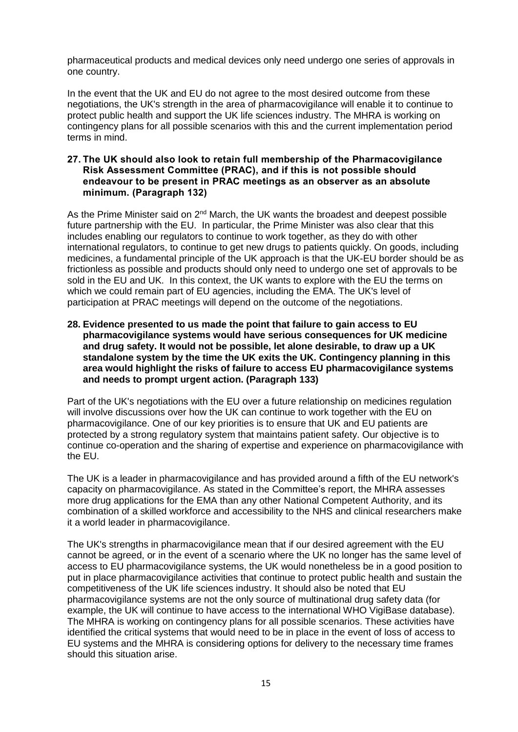pharmaceutical products and medical devices only need undergo one series of approvals in one country.

In the event that the UK and EU do not agree to the most desired outcome from these negotiations, the UK's strength in the area of pharmacovigilance will enable it to continue to protect public health and support the UK life sciences industry. The MHRA is working on contingency plans for all possible scenarios with this and the current implementation period terms in mind.

**27. The UK should also look to retain full membership of the Pharmacovigilance Risk Assessment Committee (PRAC), and if this is not possible should endeavour to be present in PRAC meetings as an observer as an absolute minimum. (Paragraph 132)**

As the Prime Minister said on 2nd March, the UK wants the broadest and deepest possible future partnership with the EU. In particular, the Prime Minister was also clear that this includes enabling our regulators to continue to work together, as they do with other international regulators, to continue to get new drugs to patients quickly. On goods, including medicines, a fundamental principle of the UK approach is that the UK-EU border should be as frictionless as possible and products should only need to undergo one set of approvals to be sold in the EU and UK. In this context, the UK wants to explore with the EU the terms on which we could remain part of EU agencies, including the EMA. The UK's level of participation at PRAC meetings will depend on the outcome of the negotiations.

**28. Evidence presented to us made the point that failure to gain access to EU pharmacovigilance systems would have serious consequences for UK medicine and drug safety. It would not be possible, let alone desirable, to draw up a UK standalone system by the time the UK exits the UK. Contingency planning in this area would highlight the risks of failure to access EU pharmacovigilance systems and needs to prompt urgent action. (Paragraph 133)**

Part of the UK's negotiations with the EU over a future relationship on medicines regulation will involve discussions over how the UK can continue to work together with the EU on pharmacovigilance. One of our key priorities is to ensure that UK and EU patients are protected by a strong regulatory system that maintains patient safety. Our objective is to continue co-operation and the sharing of expertise and experience on pharmacovigilance with the EU.

The UK is a leader in pharmacovigilance and has provided around a fifth of the EU network's capacity on pharmacovigilance. As stated in the Committee's report, the MHRA assesses more drug applications for the EMA than any other National Competent Authority, and its combination of a skilled workforce and accessibility to the NHS and clinical researchers make it a world leader in pharmacovigilance.

The UK's strengths in pharmacovigilance mean that if our desired agreement with the EU cannot be agreed, or in the event of a scenario where the UK no longer has the same level of access to EU pharmacovigilance systems, the UK would nonetheless be in a good position to put in place pharmacovigilance activities that continue to protect public health and sustain the competitiveness of the UK life sciences industry. It should also be noted that EU pharmacovigilance systems are not the only source of multinational drug safety data (for example, the UK will continue to have access to the international WHO VigiBase database). The MHRA is working on contingency plans for all possible scenarios. These activities have identified the critical systems that would need to be in place in the event of loss of access to EU systems and the MHRA is considering options for delivery to the necessary time frames should this situation arise.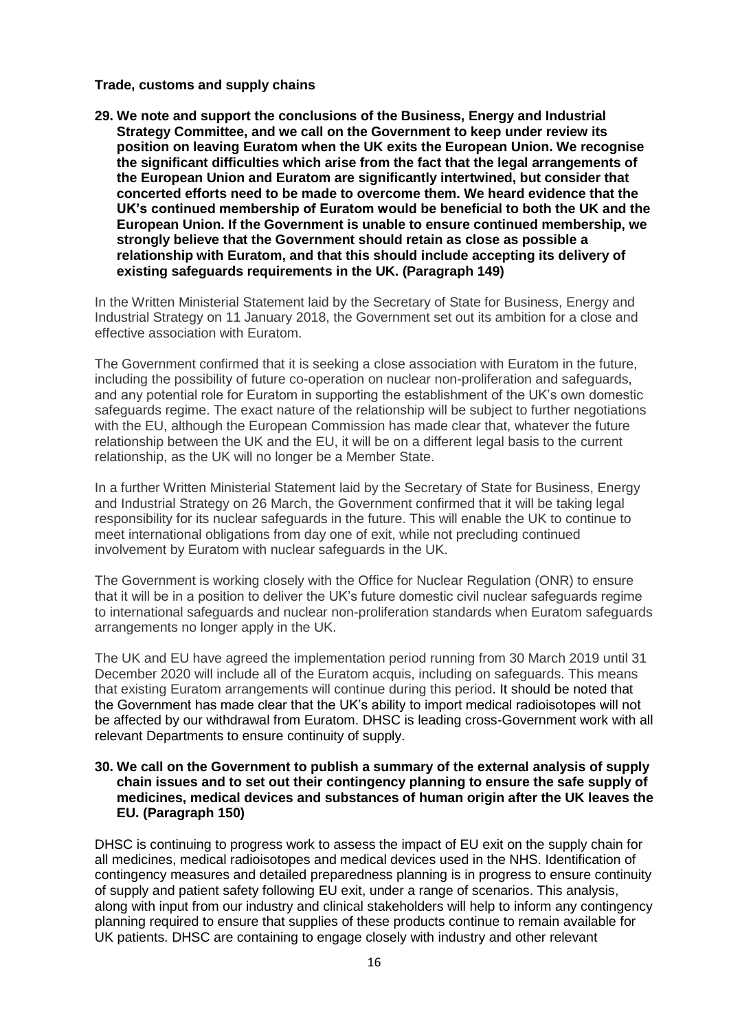**Trade, customs and supply chains**

**29. We note and support the conclusions of the Business, Energy and Industrial Strategy Committee, and we call on the Government to keep under review its position on leaving Euratom when the UK exits the European Union. We recognise the significant difficulties which arise from the fact that the legal arrangements of the European Union and Euratom are significantly intertwined, but consider that concerted efforts need to be made to overcome them. We heard evidence that the UK's continued membership of Euratom would be beneficial to both the UK and the European Union. If the Government is unable to ensure continued membership, we strongly believe that the Government should retain as close as possible a relationship with Euratom, and that this should include accepting its delivery of existing safeguards requirements in the UK. (Paragraph 149)**

In the Written Ministerial Statement laid by the Secretary of State for Business, Energy and Industrial Strategy on 11 January 2018, the Government set out its ambition for a close and effective association with Euratom.

The Government confirmed that it is seeking a close association with Euratom in the future, including the possibility of future co-operation on nuclear non-proliferation and safeguards, and any potential role for Euratom in supporting the establishment of the UK's own domestic safeguards regime. The exact nature of the relationship will be subject to further negotiations with the EU, although the European Commission has made clear that, whatever the future relationship between the UK and the EU, it will be on a different legal basis to the current relationship, as the UK will no longer be a Member State.

In a further Written Ministerial Statement laid by the Secretary of State for Business, Energy and Industrial Strategy on 26 March, the Government confirmed that it will be taking legal responsibility for its nuclear safeguards in the future. This will enable the UK to continue to meet international obligations from day one of exit, while not precluding continued involvement by Euratom with nuclear safeguards in the UK.

The Government is working closely with the Office for Nuclear Regulation (ONR) to ensure that it will be in a position to deliver the UK's future domestic civil nuclear safeguards regime to international safeguards and nuclear non-proliferation standards when Euratom safeguards arrangements no longer apply in the UK.

The UK and EU have agreed the implementation period running from 30 March 2019 until 31 December 2020 will include all of the Euratom acquis, including on safeguards. This means that existing Euratom arrangements will continue during this period. It should be noted that the Government has made clear that the UK's ability to import medical radioisotopes will not be affected by our withdrawal from Euratom. DHSC is leading cross-Government work with all relevant Departments to ensure continuity of supply.

**30. We call on the Government to publish a summary of the external analysis of supply chain issues and to set out their contingency planning to ensure the safe supply of medicines, medical devices and substances of human origin after the UK leaves the EU. (Paragraph 150)**

DHSC is continuing to progress work to assess the impact of EU exit on the supply chain for all medicines, medical radioisotopes and medical devices used in the NHS. Identification of contingency measures and detailed preparedness planning is in progress to ensure continuity of supply and patient safety following EU exit, under a range of scenarios. This analysis, along with input from our industry and clinical stakeholders will help to inform any contingency planning required to ensure that supplies of these products continue to remain available for UK patients. DHSC are containing to engage closely with industry and other relevant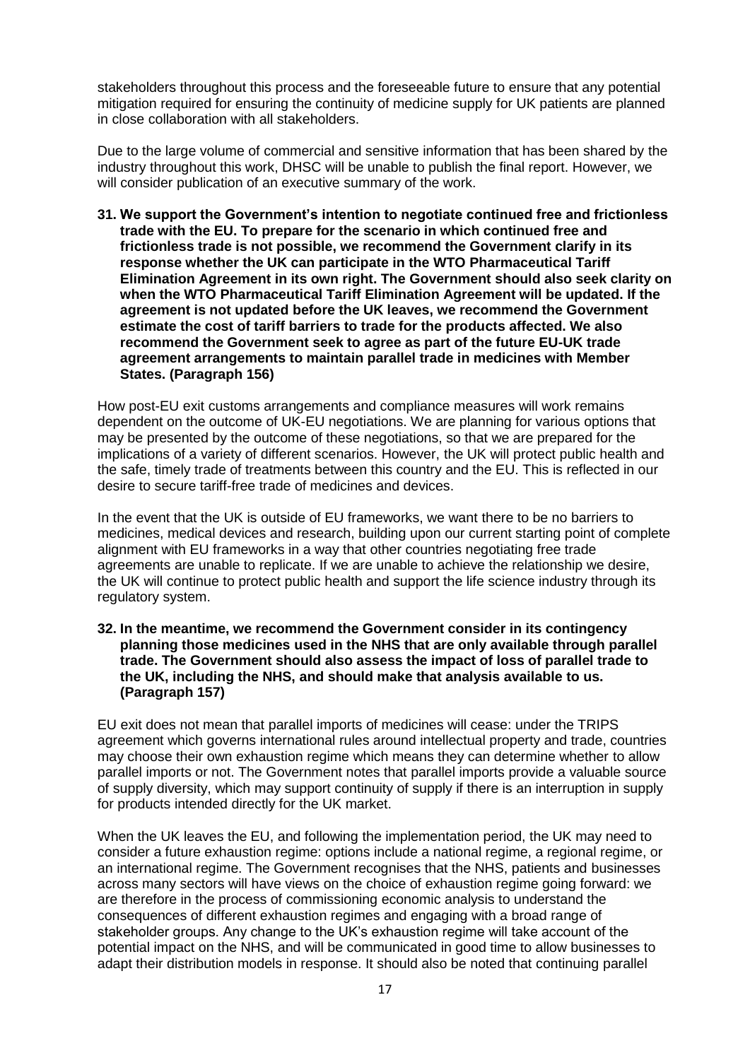stakeholders throughout this process and the foreseeable future to ensure that any potential mitigation required for ensuring the continuity of medicine supply for UK patients are planned in close collaboration with all stakeholders.

Due to the large volume of commercial and sensitive information that has been shared by the industry throughout this work, DHSC will be unable to publish the final report. However, we will consider publication of an executive summary of the work.

**31. We support the Government's intention to negotiate continued free and frictionless trade with the EU. To prepare for the scenario in which continued free and frictionless trade is not possible, we recommend the Government clarify in its response whether the UK can participate in the WTO Pharmaceutical Tariff Elimination Agreement in its own right. The Government should also seek clarity on when the WTO Pharmaceutical Tariff Elimination Agreement will be updated. If the agreement is not updated before the UK leaves, we recommend the Government estimate the cost of tariff barriers to trade for the products affected. We also recommend the Government seek to agree as part of the future EU-UK trade agreement arrangements to maintain parallel trade in medicines with Member States. (Paragraph 156)**

How post-EU exit customs arrangements and compliance measures will work remains dependent on the outcome of UK-EU negotiations. We are planning for various options that may be presented by the outcome of these negotiations, so that we are prepared for the implications of a variety of different scenarios. However, the UK will protect public health and the safe, timely trade of treatments between this country and the EU. This is reflected in our desire to secure tariff-free trade of medicines and devices.

In the event that the UK is outside of EU frameworks, we want there to be no barriers to medicines, medical devices and research, building upon our current starting point of complete alignment with EU frameworks in a way that other countries negotiating free trade agreements are unable to replicate. If we are unable to achieve the relationship we desire, the UK will continue to protect public health and support the life science industry through its regulatory system.

**32. In the meantime, we recommend the Government consider in its contingency planning those medicines used in the NHS that are only available through parallel trade. The Government should also assess the impact of loss of parallel trade to the UK, including the NHS, and should make that analysis available to us. (Paragraph 157)**

EU exit does not mean that parallel imports of medicines will cease: under the TRIPS agreement which governs international rules around intellectual property and trade, countries may choose their own exhaustion regime which means they can determine whether to allow parallel imports or not. The Government notes that parallel imports provide a valuable source of supply diversity, which may support continuity of supply if there is an interruption in supply for products intended directly for the UK market.

When the UK leaves the EU, and following the implementation period, the UK may need to consider a future exhaustion regime: options include a national regime, a regional regime, or an international regime. The Government recognises that the NHS, patients and businesses across many sectors will have views on the choice of exhaustion regime going forward: we are therefore in the process of commissioning economic analysis to understand the consequences of different exhaustion regimes and engaging with a broad range of stakeholder groups. Any change to the UK's exhaustion regime will take account of the potential impact on the NHS, and will be communicated in good time to allow businesses to adapt their distribution models in response. It should also be noted that continuing parallel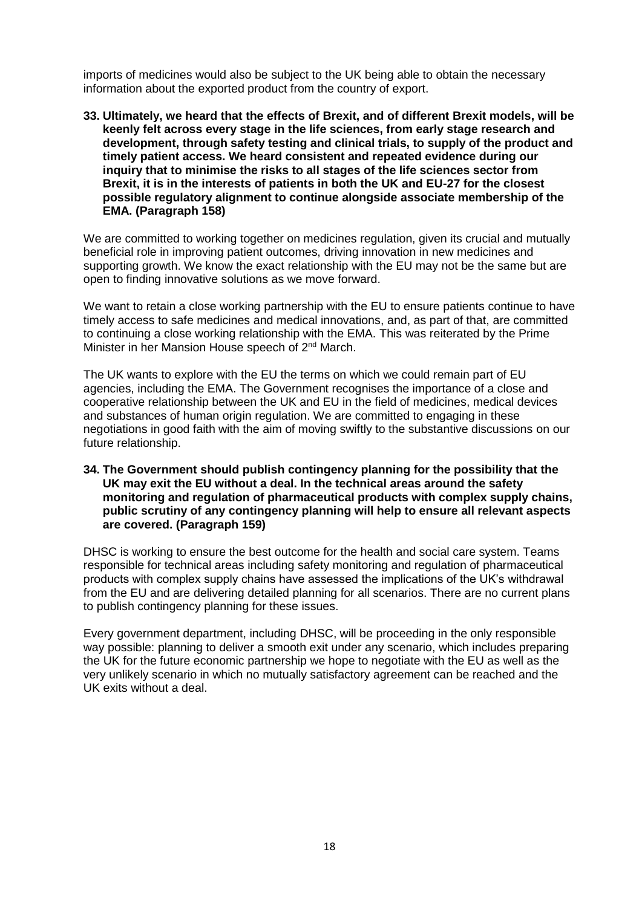imports of medicines would also be subject to the UK being able to obtain the necessary information about the exported product from the country of export.

**33. Ultimately, we heard that the effects of Brexit, and of different Brexit models, will be keenly felt across every stage in the life sciences, from early stage research and development, through safety testing and clinical trials, to supply of the product and timely patient access. We heard consistent and repeated evidence during our inquiry that to minimise the risks to all stages of the life sciences sector from Brexit, it is in the interests of patients in both the UK and EU-27 for the closest possible regulatory alignment to continue alongside associate membership of the EMA. (Paragraph 158)**

We are committed to working together on medicines regulation, given its crucial and mutually beneficial role in improving patient outcomes, driving innovation in new medicines and supporting growth. We know the exact relationship with the EU may not be the same but are open to finding innovative solutions as we move forward.

We want to retain a close working partnership with the EU to ensure patients continue to have timely access to safe medicines and medical innovations, and, as part of that, are committed to continuing a close working relationship with the EMA. This was reiterated by the Prime Minister in her Mansion House speech of 2nd March.

The UK wants to explore with the EU the terms on which we could remain part of EU agencies, including the EMA. The Government recognises the importance of a close and cooperative relationship between the UK and EU in the field of medicines, medical devices and substances of human origin regulation. We are committed to engaging in these negotiations in good faith with the aim of moving swiftly to the substantive discussions on our future relationship.

**34. The Government should publish contingency planning for the possibility that the UK may exit the EU without a deal. In the technical areas around the safety monitoring and regulation of pharmaceutical products with complex supply chains, public scrutiny of any contingency planning will help to ensure all relevant aspects are covered. (Paragraph 159)**

DHSC is working to ensure the best outcome for the health and social care system. Teams responsible for technical areas including safety monitoring and regulation of pharmaceutical products with complex supply chains have assessed the implications of the UK's withdrawal from the EU and are delivering detailed planning for all scenarios. There are no current plans to publish contingency planning for these issues.

Every government department, including DHSC, will be proceeding in the only responsible way possible: planning to deliver a smooth exit under any scenario, which includes preparing the UK for the future economic partnership we hope to negotiate with the EU as well as the very unlikely scenario in which no mutually satisfactory agreement can be reached and the UK exits without a deal.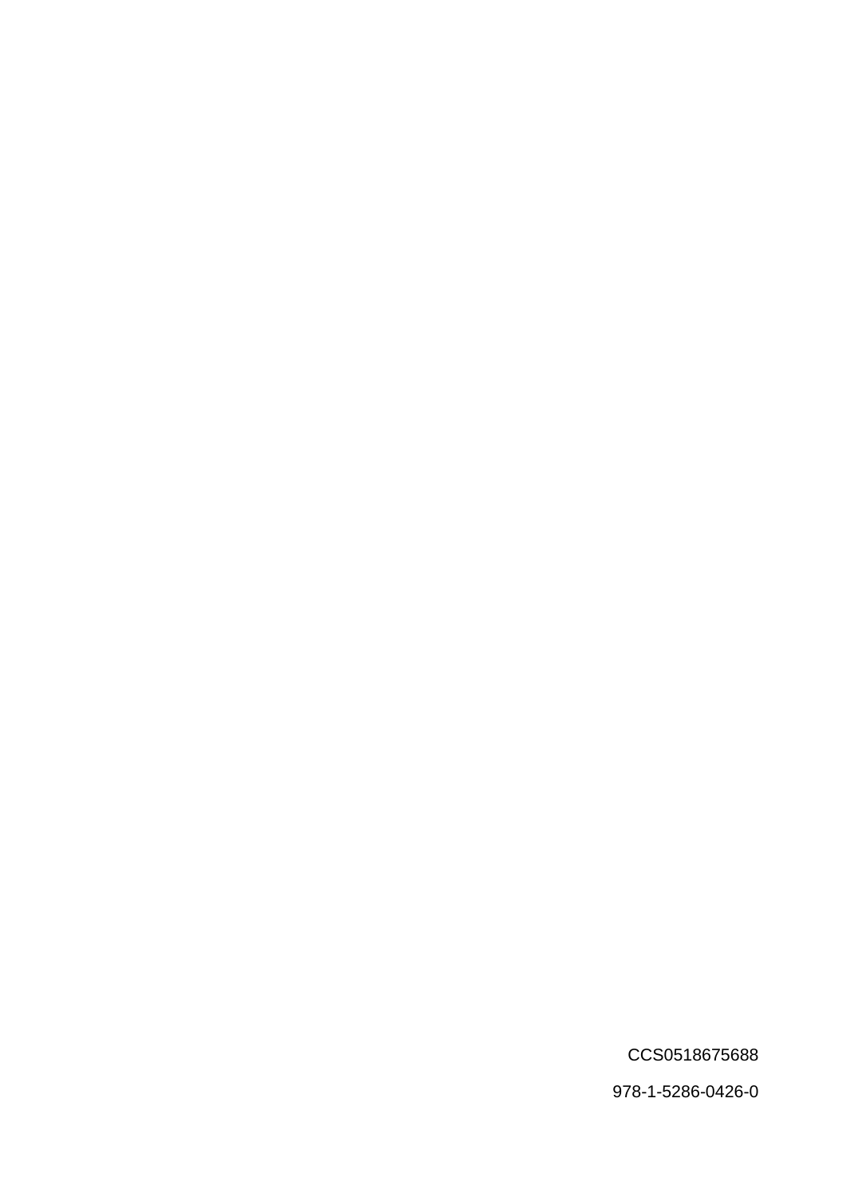CCS0518675688

978-1-5286-0426-0